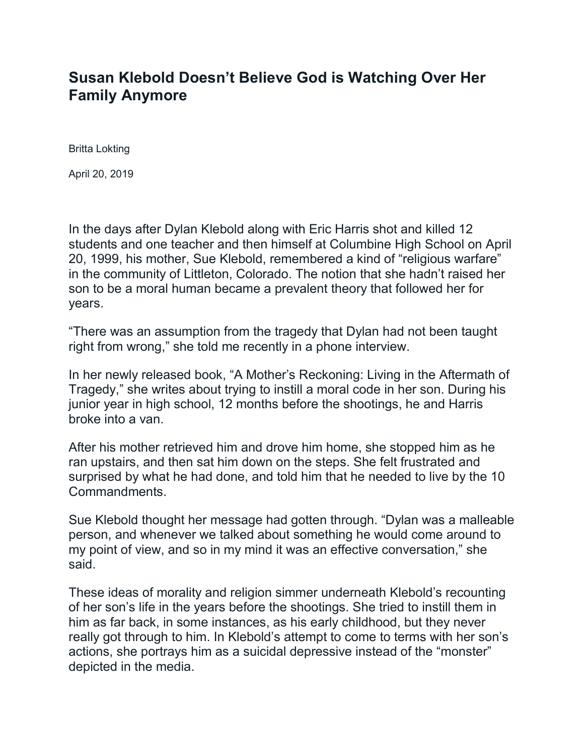# Susan Klebold Doesn't Believe God is Watching Over Her Family Anymore

Britta Lokting

April 20, 2019

In the days after Dylan Klebold along with Eric Harris shot and killed 12 students and one teacher and then himself at Columbine High School on April 20, 1999, his mother, Sue Klebold, remembered a kind of "religious warfare" in the community of Littleton, Colorado. The notion that she hadn't raised her son to be a moral human became a prevalent theory that followed her for years.

"There was an assumption from the tragedy that Dylan had not been taught right from wrong," she told me recently in a phone interview.

In her newly released book, "A Mother's Reckoning: Living in the Aftermath of Tragedy," she writes about trying to instill a moral code in her son. During his junior year in high school, 12 months before the shootings, he and Harris broke into a van.

After his mother retrieved him and drove him home, she stopped him as he ran upstairs, and then sat him down on the steps. She felt frustrated and surprised by what he had done, and told him that he needed to live by the 10 Commandments.

Sue Klebold thought her message had gotten through. "Dylan was a malleable person, and whenever we talked about something he would come around to my point of view, and so in my mind it was an effective conversation," she said.

These ideas of morality and religion simmer underneath Klebold's recounting of her son's life in the years before the shootings. She tried to instill them in him as far back, in some instances, as his early childhood, but they never really got through to him. In Klebold's attempt to come to terms with her son's actions, she portrays him as a suicidal depressive instead of the "monster" depicted in the media.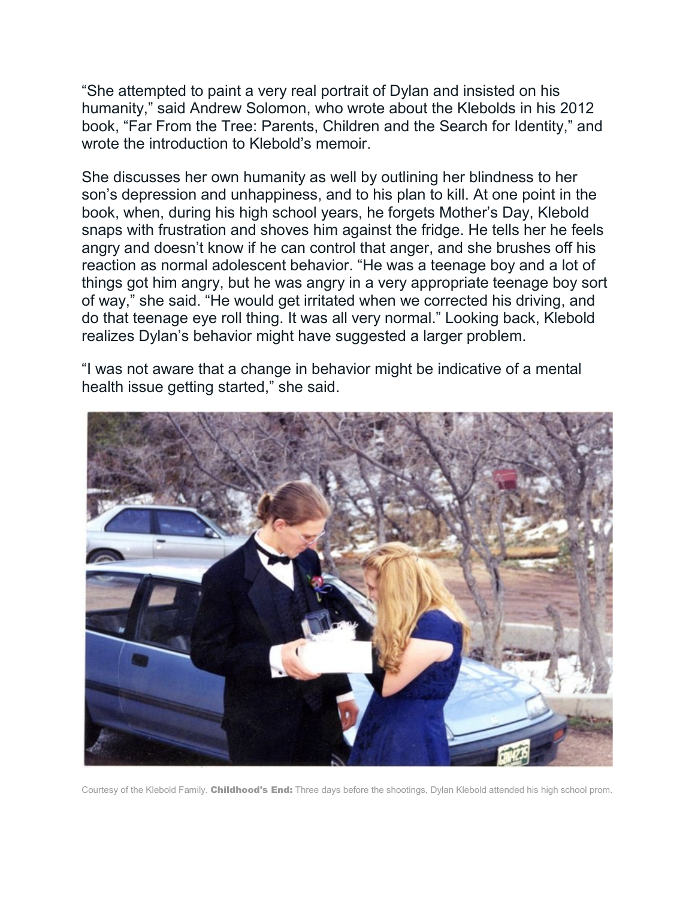"She attempted to paint a very real portrait of Dylan and insisted on his humanity," said Andrew Solomon, who wrote about the Klebolds in his 2012 book, "Far From the Tree: Parents, Children and the Search for Identity," and wrote the introduction to Klebold's memoir.

She discusses her own humanity as well by outlining her blindness to her son's depression and unhappiness, and to his plan to kill. At one point in the book, when, during his high school years, he forgets Mother's Day, Klebold snaps with frustration and shoves him against the fridge. He tells her he feels angry and doesn't know if he can control that anger, and she brushes off his reaction as normal adolescent behavior. "He was a teenage boy and a lot of things got him angry, but he was angry in a very appropriate teenage boy sort of way," she said. "He would get irritated when we corrected his driving, and do that teenage eye roll thing. It was all very normal." Looking back, Klebold realizes Dylan's behavior might have suggested a larger problem.

"I was not aware that a change in behavior might be indicative of a mental health issue getting started," she said.

Courtesy of the Klebold Family. **Childhood's End:** Three days before the shootings, Dylan Klebold attended his high school prom.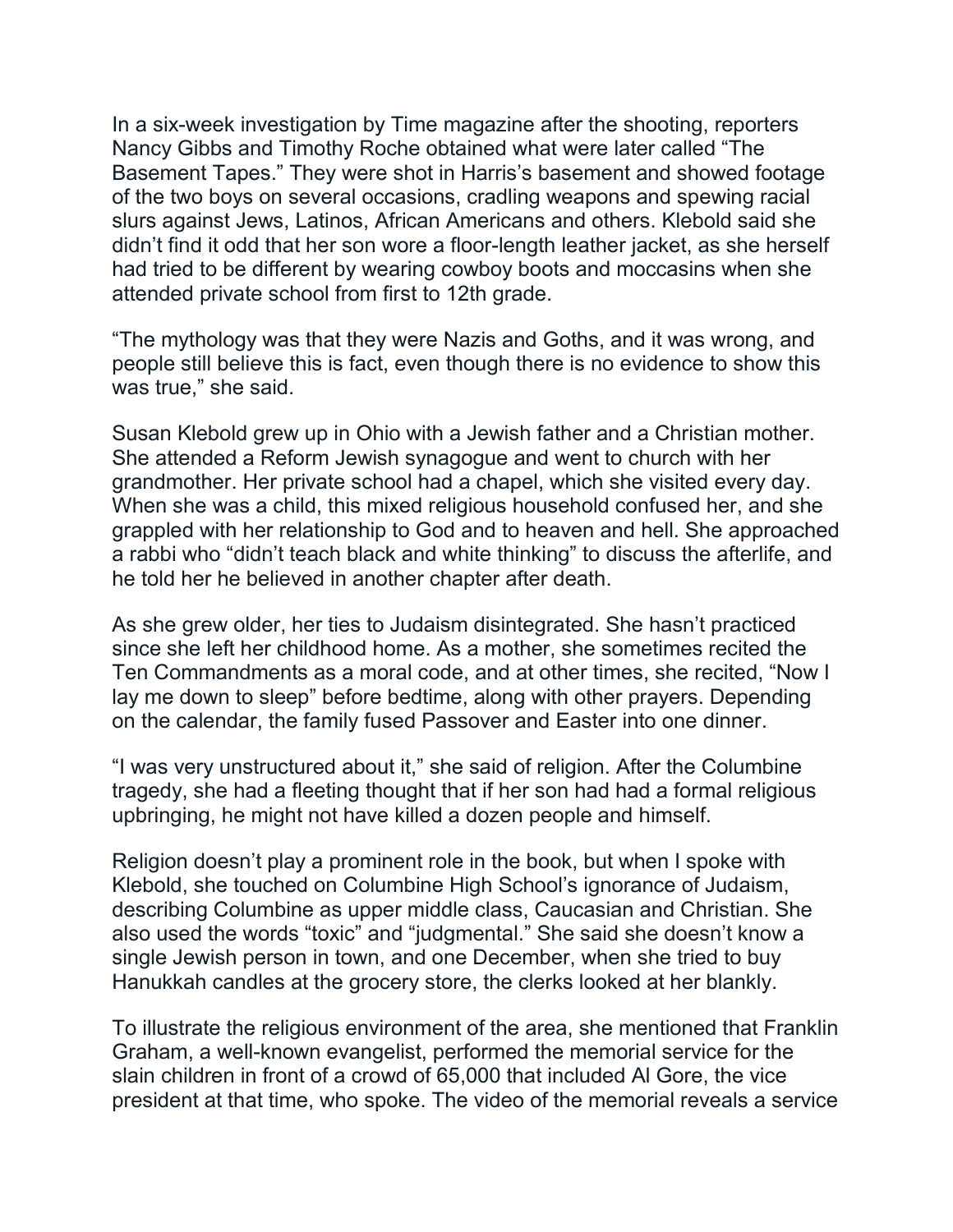In a six-week investigation by Time magazine after the shooting, reporters Nancy Gibbs and Timothy Roche obtained what were later called "The Basement Tapes." They were shot in Harris's basement and showed footage of the two boys on several occasions, cradling weapons and spewing racial slurs against Jews, Latinos, African Americans and others. Klebold said she didn't find it odd that her son wore a floor-length leather jacket, as she herself had tried to be different by wearing cowboy boots and moccasins when she attended private school from first to 12th grade.

"The mythology was that they were Nazis and Goths, and it was wrong, and people still believe this is fact, even though there is no evidence to show this was true," she said.

Susan Klebold grew up in Ohio with a Jewish father and a Christian mother. She attended a Reform Jewish synagogue and went to church with her grandmother. Her private school had a chapel, which she visited every day. When she was a child, this mixed religious household confused her, and she grappled with her relationship to God and to heaven and hell. She approached a rabbi who "didn't teach black and white thinking" to discuss the afterlife, and he told her he believed in another chapter after death.

As she grew older, her ties to Judaism disintegrated. She hasn't practiced since she left her childhood home. As a mother, she sometimes recited the Ten Commandments as a moral code, and at other times, she recited, "Now I lay me down to sleep" before bedtime, along with other prayers. Depending on the calendar, the family fused Passover and Easter into one dinner.

"I was very unstructured about it," she said of religion. After the Columbine tragedy, she had a fleeting thought that if her son had had a formal religious upbringing, he might not have killed a dozen people and himself.

Religion doesn't play a prominent role in the book, but when I spoke with Klebold, she touched on Columbine High School's ignorance of Judaism, describing Columbine as upper middle class, Caucasian and Christian. She also used the words "toxic" and "judgmental." She said she doesn't know a single Jewish person in town, and one December, when she tried to buy Hanukkah candles at the grocery store, the clerks looked at her blankly.

To illustrate the religious environment of the area, she mentioned that Franklin Graham, a well-known evangelist, performed the memorial service for the slain children in front of a crowd of 65,000 that included Al Gore, the vice president at that time, who spoke. The video of the memorial reveals a service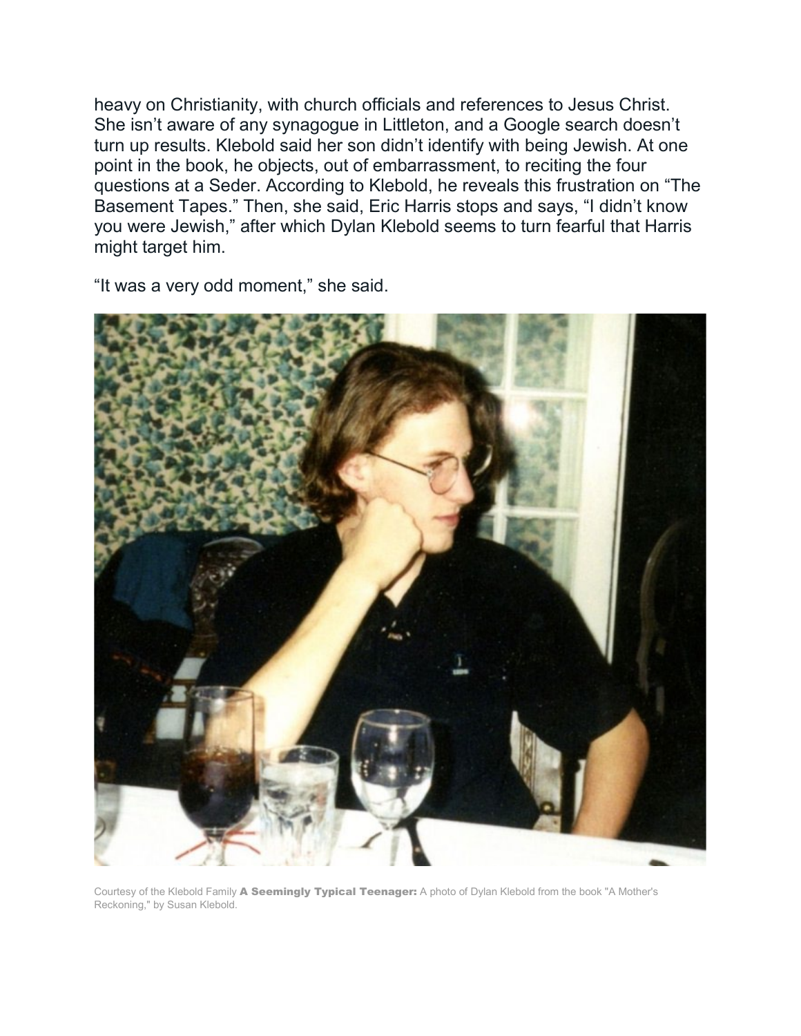heavy on Christianity, with church officials and references to Jesus Christ. She isn't aware of any synagogue in Littleton, and a Google search doesn't turn up results. Klebold said her son didn't identify with being Jewish. At one point in the book, he objects, out of embarrassment, to reciting the four questions at a Seder. According to Klebold, he reveals this frustration on "The Basement Tapes." Then, she said, Eric Harris stops and says, "I didn't know you were Jewish," after which Dylan Klebold seems to turn fearful that Harris might target him.

"It was a very odd moment," she said.

Courtesy of the Klebold Family **A Seemingly Typical Teenager:** A photo of Dylan Klebold from the book "A Mother's Reckoning," by Susan Klebold.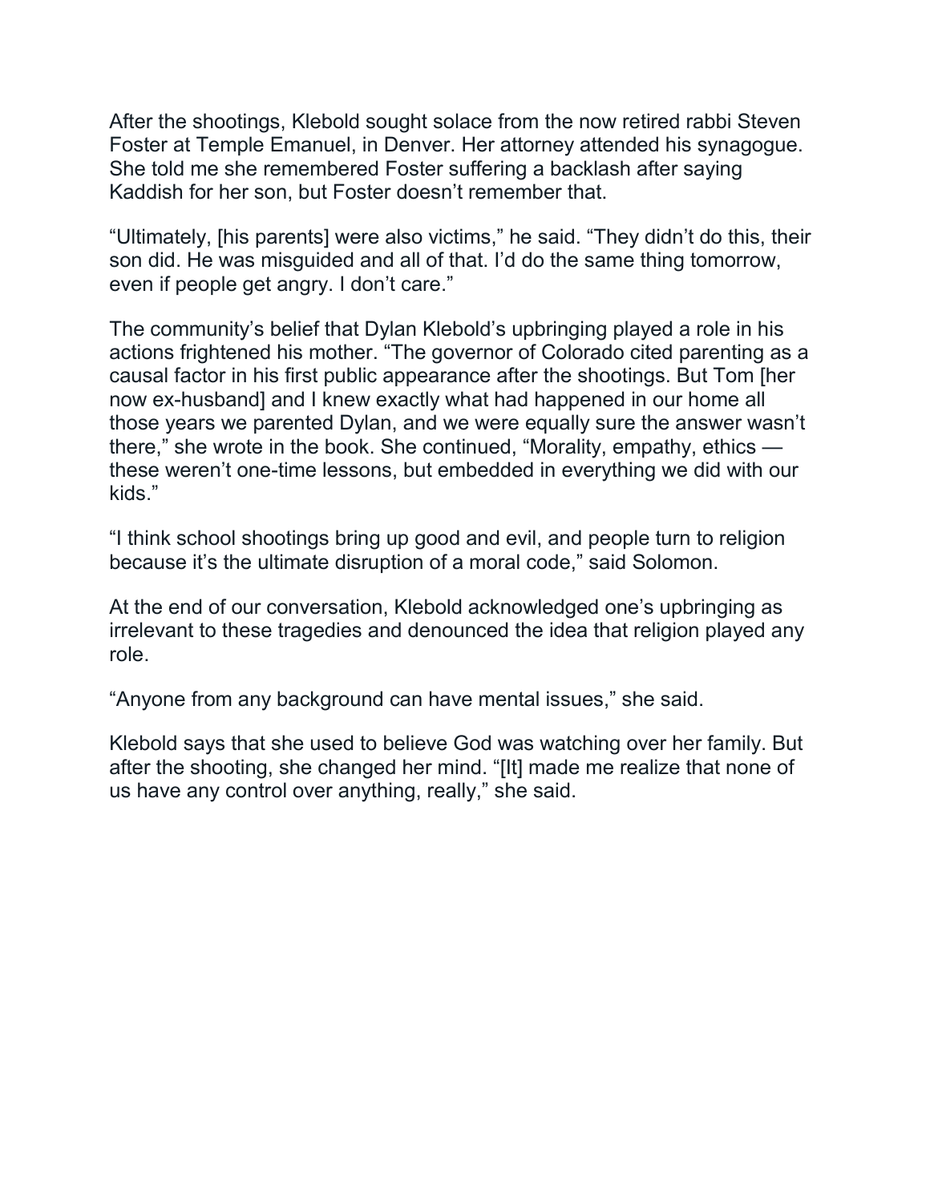After the shootings, Klebold sought solace from the now retired rabbi Steven Foster at Temple Emanuel, in Denver. Her attorney attended his synagogue. She told me she remembered Foster suffering a backlash after saying Kaddish for her son, but Foster doesn't remember that.

"Ultimately, [his parents] were also victims," he said. "They didn't do this, their son did. He was misguided and all of that. I'd do the same thing tomorrow, even if people get angry. I don't care."

The community's belief that Dylan Klebold's upbringing played a role in his actions frightened his mother. "The governor of Colorado cited parenting as a causal factor in his first public appearance after the shootings. But Tom [her now ex-husband] and I knew exactly what had happened in our home all those years we parented Dylan, and we were equally sure the answer wasn't there," she wrote in the book. She continued, "Morality, empathy, ethics — these weren't one-time lessons, but embedded in everything we did with our kids."

"I think school shootings bring up good and evil, and people turn to religion because it's the ultimate disruption of a moral code," said Solomon.

At the end of our conversation, Klebold acknowledged one's upbringing as irrelevant to these tragedies and denounced the idea that religion played any role.

"Anyone from any background can have mental issues," she said.

Klebold says that she used to believe God was watching over her family. But after the shooting, she changed her mind. "[It] made me realize that none of us have any control over anything, really," she said.